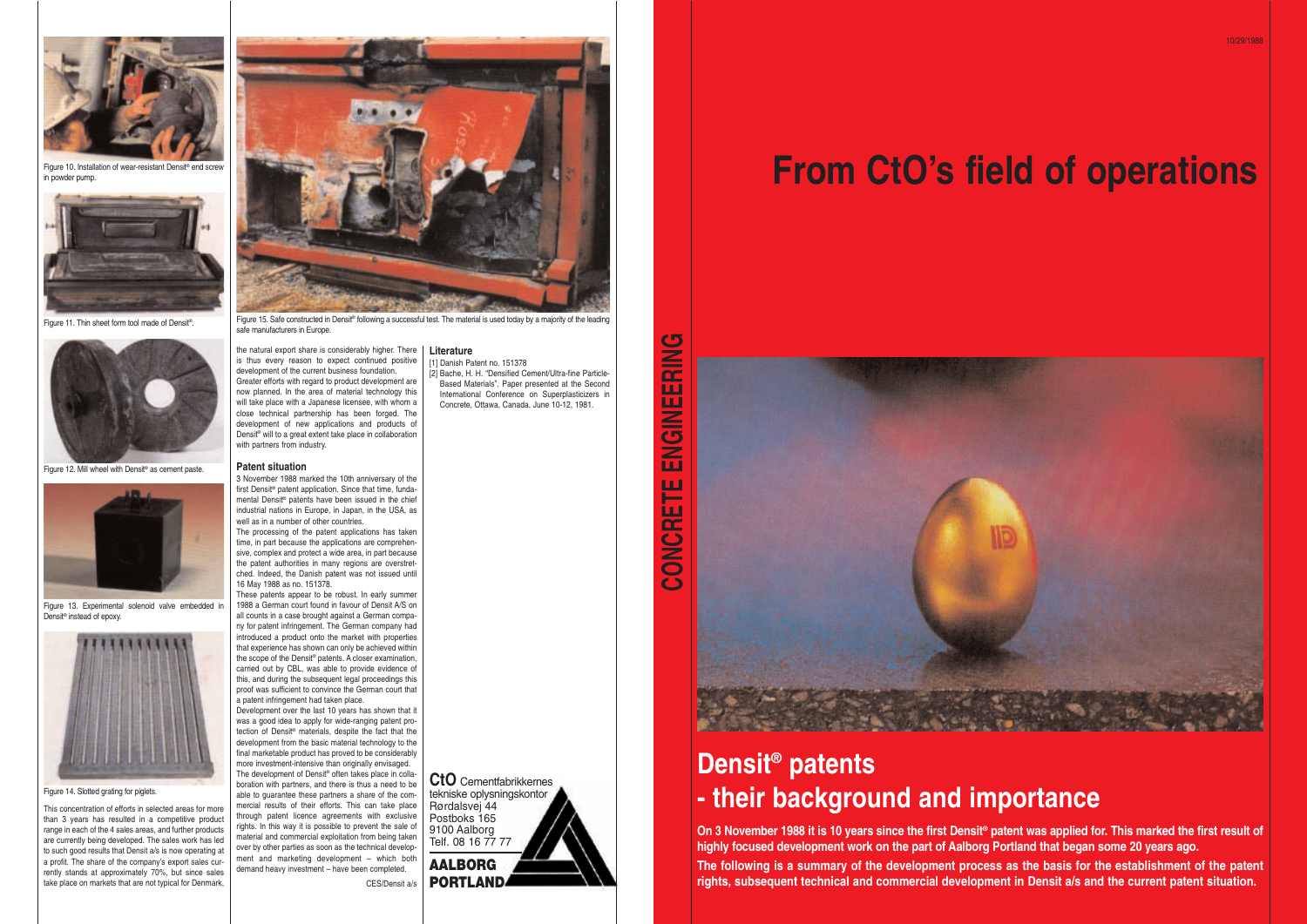10/29/1988

# From CtO's field of operations

CONCRETE ENGINEERING

# Densit® patents - their background and importance

**On 3 November 1988 it is 10 years since the first Densit® patent was applied for. This marked the first result of highly focused development work on the part of Aalborg Portland that began some 20 years ago.**

**The following is a summary of the development process as the basis for the establishment of the patent rights, subsequent technical and commercial development in Densit a/s and the current patent situation.**

Figure 10. Installation of wear-resistant Densit® end screw in powder pump.

Figure 11. Thin sheet form tool made of Densit®.

Figure 12. Mill wheel with Densit® as cement paste.

Figure 13. Experimental solenoid valve embedded in Densit® instead of epoxy.

Figure 14. Slotted grating for piglets.

This concentration of efforts in selected areas for more than 3 years has resulted in a competitive product range in each of the 4 sales areas, and further products are currently being developed. The sales work has led to such good results that Densit a/s is now operating at a profit. The share of the company's export sales currently stands at approximately 70%, but since sales take place on markets that are not typical for Denmark, the natural export share is considerably higher. There is thus every reason to expect continued positive development of the current business foundation.

Greater efforts with regard to product development are now planned. In the area of material technology this will take place with a Japanese licensee, with whom a close technical partnership has been forged. The development of new applications and products of Densit® will to a great extent take place in collaboration with partners from industry.

Figure 15. Safe constructed in Densit® following a successful test. The material is used today by a majority of the leading safe manufacturers in Europe.

## Patent situation

3 November 1988 marked the 10th anniversary of the first Densit® patent application. Since that time, fundamental Densit® patents have been issued in the chief industrial nations in Europe, in Japan, in the USA, as well as in a number of other countries.

The processing of the patent applications has taken time, in part because the applications are comprehensive, complex and protect a wide area, in part because the patent authorities in many regions are overstretched. Indeed, the Danish patent was not issued until 16 May 1988 as no. 151378.

These patents appear to be robust. In early summer 1988 a German court found in favour of Densit A/S on all counts in a case brought against a German company for patent infringement. The German company had introduced a product onto the market with properties that experience has shown can only be achieved within the scope of the Densit® patents. A closer examination, carried out by CBL, was able to provide evidence of this, and during the subsequent legal proceedings this proof was sufficient to convince the German court that a patent infringement had taken place.

Development over the last 10 years has shown that it was a good idea to apply for wide-ranging patent protection of Densit® materials, despite the fact that the development from the basic material technology to the final marketable product has proved to be considerably more investment-intensive than originally envisaged.

The development of Densit® often takes place in collaboration with partners, and there is thus a need to be able to guarantee these partners a share of the commercial results of their efforts. This can take place through patent licence agreements with exclusive rights. In this way it is possible to prevent the sale of material and commercial exploitation from being taken over by other parties as soon as the technical development and marketing development – which both demand heavy investment – have been completed.

CES/Densit a/s

## Literature

[1] Danish Patent no. 151378

[2] Bache, H. H. "Densified Cement/Ultra-fine Particle-Based Materials". Paper presented at the Second International Conference on Superplasticizers in Concrete, Ottawa, Canada. June 10-12, 1981.

**CtO** Cementfabrikkernes tekniske oplysningskontor
Rørdalsvej 44
Postboks 165
9100 Aalborg
Telf. 08 16 77 77

**AALBORG PORTLAND**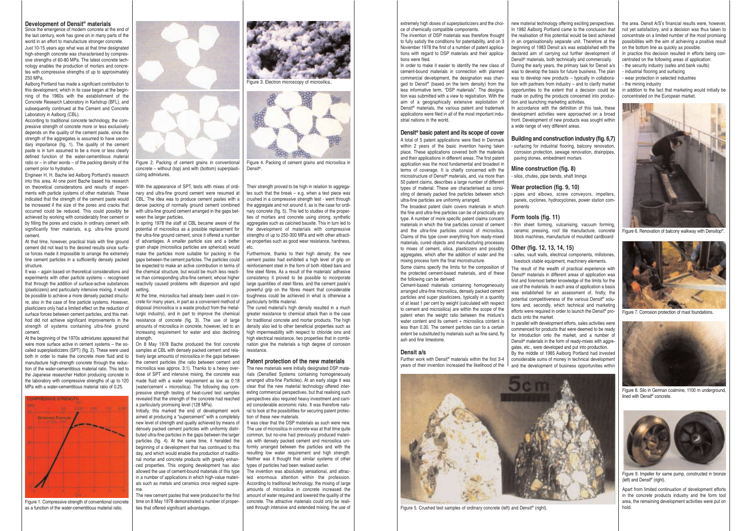## Development of Densit® materials

Since the emergence of modern concrete at the end of the last century, work has gone on in many parts of the world in an effort to manufacture stronger concrete.

Just 10-15 years ago what was at that time designated high-strength concrete was characterised by compressive strengths of 60-80 MPa. The latest concrete technology enables the production of mortars and concretes with compressive strengths of up to approximately 250 MPa.

Aalborg Portland has made a significant contribution to this development, which in its case began at the beginning of the 1960s with the establishment of the Concrete Research Laboratory in Karlstrup (BFL), and subsequently continued at the Cement and Concrete Laboratory in Aalborg (CBL).

According to traditional concrete technology, the compressive strength of concrete more or less exclusively depends on the quality of the cement paste, since the strength of the aggregates is assumed to have secondary importance (fig. 1). The quality of the cement paste is in turn assumed to be a more or less clearly defined function of the water-cementitious material ratio or – in other words – of the packing density of the cement prior to hydration.

Engineer H. H. Bache led Aalborg Portland's research into this area. At one point Bache based his research on theoretical considerations and results of experiments with particle systems of other materials. These indicated that the strength of the cement paste would be increased if the size of the pores and cracks that occurred could be reduced. This could possibly be achieved by working with considerably finer cement or by filling the pores and cracks in ordinary cement with significantly finer materials, e.g. ultra-fine ground cement.

At that time, however, practical trials with fine ground cement did not lead to the desired results since surface forces made it impossible to arrange the extremely fine cement particles in a sufficiently densely packed structure.

It was – again based on theoretical considerations and experiments with other particle systems – recognised that through the addition of surface-active substances (plasticizers) and particularly intensive mixing, it would be possible to achieve a more densely packed structure, also in the case of fine particle systems. However, plasticizers only had a limited effect on the reduction of surface forces between cement particles, and this method did not achieve significant improvements in the strength of systems containing ultra-fine ground cement.

At the beginning of the 1970s admixtures appeared that were more surface active in cement systems – the so-called superplasticizers (SPT) (fig. 2). These were used both in order to make the concrete more fluid and to manufacture high-strength concrete through the reduction of the water-cementitious material ratio. This led to the Japanese researcher Hattori producing concrete in the laboratory with compressive strengths of up to 120 MPa with a water-cementitious material ratio of 0.25.

COMPRESSIVE STRENGTH
MPa
Bolomeys Formula
C/V

Figure 1. Compressive strength of conventional concrete as a function of the water-cementitious material ratio.

Figure 2. Packing of cement grains in conventional concrete – without (top) and with (bottom) superplasticizing admixtures.

With the appearance of SPT, tests with mixes of ordinary and ultra-fine ground cement were resumed at CBL. The idea was to produce cement pastes with a dense packing of normally ground cement combined with ultra-fine ground cement arranged in the gaps between the larger particles.

In spring 1978 the staff at CBL became aware of the potential of microsilica as a possible replacement for the ultra-fine ground cement, since it offered a number of advantages. A smaller particle size and a better grain shape (microsilica particles are spherical) would make the particles more suitable for packing in the gaps between the cement particles. The particles could be expected to make an active contribution in terms of the chemical structure, but would be much less reactive than corresponding ultra-fine cement, whose higher reactivity caused problems with dispersion and rapid setting.

At the time, microsilica had already been used in concrete for many years, in part as a convenient method of disposal (microsilica is a waste product from the metallurgic industry), and in part to improve the chemical resistance of concrete (fig. 3). The use of large amounts of microsilica in concrete, however, led to an increasing requirement for water and also declining strength.

On 8 May 1978 Bache produced the first concrete samples at CBL with densely packed cement and relatively large amounts of microsilica in the gaps between the cement particles (the ratio between cement and microsilica was approx. 3:1). Thanks to a heavy overdose of SPT and intensive mixing, the concrete was made fluid with a water requirement as low as 0.18 (water/cement + microsilica). The following day compressive strength testing of heat-cured test samples revealed that the strength of the concrete had reached a particularly promising level (128 MPa).

Initially, this marked the end of development work aimed at producing a "supercement" with a completely new level of strength and quality achieved by means of densely packed cement particles with uniformly distributed ultra-fine particles in the gaps between the larger particles (fig. 4). At the same time, it heralded the beginning of a development that has continued to this day, and which would enable the production of traditional mortar and concrete products with greatly enhanced properties. This ongoing development has also allowed the use of cement-bound materials of this type in a number of applications in which high-value materials such as metals and ceramics once reigned supreme.

The new cement pastes that were produced for the first time on 8 May 1978 demonstrated a number of properties that offered significant advantages.

Figure 3. Electron microscopy of microsilica..

Figure 4. Packing of cement grains and microsilica in Densit®.

Their strength proved to be high in relation to aggregates such that the break – e.g. when a test piece was crushed in a compressive strength test - went through the aggregate and not around it, as is the case for ordinary concrete (fig. 5). This led to studies of the properties of mortars and concrete using strong, synthetic aggregates such as calcined bauxite. This in turn led to the development of materials with compressive strengths of up to 250-300 MPa and with other attractive properties such as good wear resistance, hardness, etc.

Furthermore, thanks to their high density, the new cement pastes had exhibited a high level of grip on reinforcement steel in the form of both ribbed bars and fine steel fibres. As a result of the materials' adhesive consistency it proved to be possible to incorporate large quantities of steel fibres, and the cement paste's powerful grip on the fibres meant that considerable toughness could be achieved in what is otherwise a particularly brittle material.

The cured material's high density resulted in a much greater resistance to chemical attack than is the case for traditional concrete and mortar products. The high density also led to other beneficial properties such as high impermeability with respect to chloride ions and high electrical resistance, two properties that in combination give the materials a high degree of corrosion resistance.

### Patent protection of the new materials

The new materials were initially designated DSP materials (Densified Systems containing homogeneously arranged ultra-fine Particles). At an early stage it was clear that the new material technology offered interesting commercial perspectives, but that realising such perspectives also required heavy investment and carried considerable economic risks. It was therefore natural to look at the possibilities for securing patent protection of these new materials.

It was clear that the DSP materials as such were new. The use of microsilica in concrete was at that time quite common, but no-one had previously produced materials with densely packed cement and microsilica uniformly arranged between the particles and with the resulting low water requirement and high strength. Neither was it thought that similar systems of other types of particles had been realised earlier.

The invention was absolutely sensational, and attracted enormous attention within the profession. According to traditional technology, the mixing of large amounts of microsilica in concrete increased the amount of water required and lowered the quality of the concrete. The attractive materials could only be realised through intensive and extended mixing, the use of extremely high doses of superplasticizers and the choice of chemically compatible components.

The invention of DSP materials was therefore thought to fully satisfy the conditions for patentability, and on 3 November 1978 the first of a number of patent applications with regard to DSP materials and their applications were filed.

In order to make it easier to identify the new class of cement-bound materials in connection with planned commercial development, the designation was changed to Densit® (based on the term density) from the less informative term, "DSP materials". The designation was submitted with a view to registration. With the aim of a geographically extensive exploitation of Densit® materials, the various patent and trademark applications were filed in all of the most important industrial nations in the world.

### Densit® basic patent and its scope of cover

A total of 5 patent applications were filed in Denmark within 2 years of the basic invention having taken place. These applications covered both the materials and their applications in different areas. The first patent application was the most fundamental and broadest in terms of coverage. It is chiefly concerned with the microstructure of Densit® materials, and, via more than 50 patent claims, describes a large number of different types of material. These are characterised as consisting of densely packed fine particles between which ultra-fine particles are uniformly arranged.

The broadest patent claim covers materials in which the fine and ultra-fine particles can be of practically any type. A number of more specific patent claims concern materials in which the fine particles consist of cement and the ultra-fine particles consist of microsilica. Claims of this type cover everything from ready-mixed materials, cured objects and manufacturing processes to mixes of cement, silica, plasticizers and possibly aggregates, which after the addition of water and the mixing process form the final microstructure.

Some claims specify the limits for the composition of the protected cement-based materials, and of these the following can be derived:

Cement-based materials containing homogeneously arranged ultra-fine microsilica, densely packed cement particles and super plasticizers, typically in a quantity of at least 1 per cent by weight (calculated with respect to cement and microsilica) are within the scope of the patent when the weight ratio between the mixture's water content and its cement + microsilica content is less than 0.30. The cement particles can to a certain extent be substituted by materials such as fine sand, fly ash and fine limestone.

### Densit a/s

Further work with Densit® materials within the first 3-4 years of their invention increased the likelihood of the new material technology offering exciting perspectives. In 1982 Aalborg Portland came to the conclusion that the realisation of this potential would be best achieved in an organisationally separate unit. Therefore at the beginning of 1983 Densit a/s was established with the declared aim of carrying out further development of Densit® materials, both technically and commercially.

During the early years, the primary task for Densit a/s was to develop the basis for future business. The plan was to develop new products – typically in collaboration with partners from industry – and to clarify market opportunities to the extent that a decision could be made on putting the products concerned into production and launching marketing activities.

In accordance with the definition of this task, these development activities were approached on a broad front. Development of new products was sought within a wide range of very different areas.

### Building and construction industry (fig. 6,7)

- surfacing for industrial flooring, balcony renovation, corrosion protection, sewage renovation, drainpipes, paving stones, embedment mortars

### Mine construction (fig. 8)

- silos, chutes, pipe bends, shaft linings

### Wear protection (fig. 9, 10)

- pipes and elbows, screw conveyors, impellers, panels, cyclones, hydrocyclones, power station components

### Form tools (fig. 11)

- thin sheet forming, vulcanising, vacuum forming, ceramic pressing, roof tile manufacture, concrete block machines, manufacture of moulded cardboard

### Other (fig. 12, 13, 14, 15)

- safes, vault walls, electrical components, millstones, livestock stable equipment, machinery elements.

The result of the wealth of practical experience with Densit® materials in different areas of application was first and foremost better knowledge of the limits for the use of the materials. In each area of application a basis was established for an assessment of, firstly, the potential competitiveness of the various Densit® solutions and, secondly, which technical and marketing efforts were required in order to launch the Densit® products onto the market.

In parallel with development efforts, sales activities were commenced for products that were deemed to be ready for introduction onto the market, and a number of Densit® materials in the form of ready-mixes with aggregates, etc., were developed and put into production.

By the middle of 1985 Aalborg Portland had invested considerable sums of money in technical development and the development of business opportunities within the area. Densit A/S's financial results were, however, not yet satisfactory, and a decision was thus taken to concentrate on a limited number of the most promising possibilities with the aim of achieving a positive result on the bottom line as quickly as possible.

In practice this decision resulted in efforts being concentrated on the following areas of application:

- the security industry (safes and bank vaults)
- industrial flooring and surfacing
- wear protection in selected industries
- the mining industry

in addition to the fact that marketing would initially be concentrated on the European market.

Figure 5. Crushed test samples of ordinary concrete (left) and Densit® (right).

Figure 6. Renovation of balcony walkway with Densitop®.

Figure 7. Corrosion protection of mast foundations.

Figure 8. Silo in German coalmine, 1100 m underground, lined with Densit® concrete.

Figure 9. Impeller for same pump, constructed in bronze (left) and Densit® (right).

Apart from limited continuation of development efforts in the concrete products industry and the form tool area, the remaining development activities were put on hold.